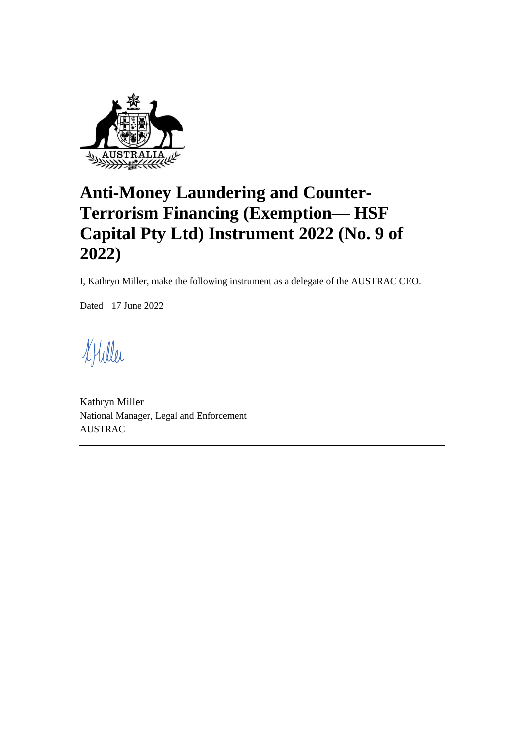# Anti-Money Laundering and Counter-Terrorism Financing (Exemption— HSF Capital Pty Ltd) Instrument 2022 (No. 9 of 2022)

I, Kathryn Miller, make the following instrument as a delegate of the AUSTRAC CEO.

Dated 17 June 2022

Kathryn Miller
National Manager, Legal and Enforcement
AUSTRAC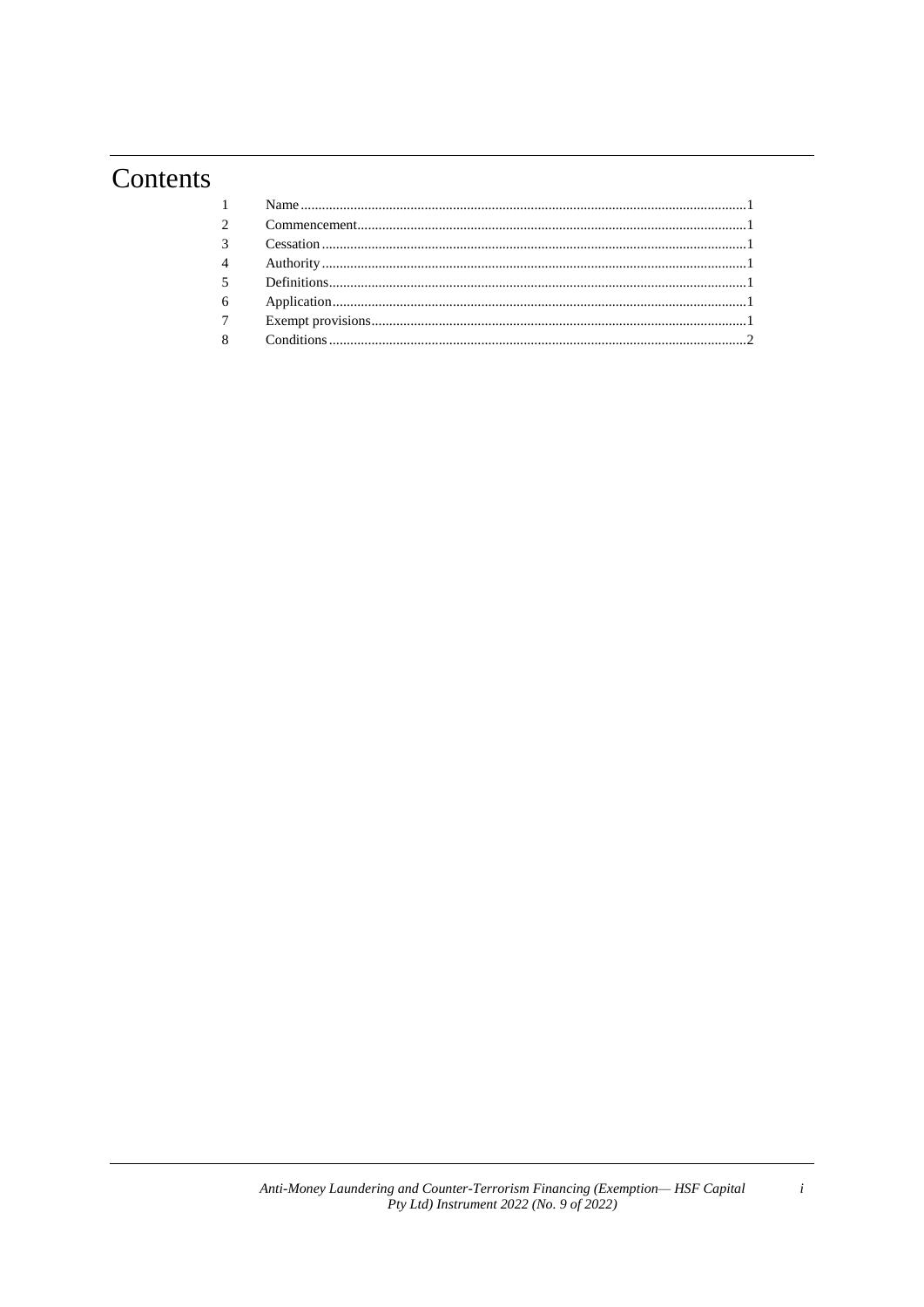# Contents

| | | |
|---|---|---|
| 1 | Name | 1 |
| 2 | Commencement | 1 |
| 3 | Cessation | 1 |
| 4 | Authority | 1 |
| 5 | Definitions | 1 |
| 6 | Application | 1 |
| 7 | Exempt provisions | 1 |
| 8 | Conditions | 2 |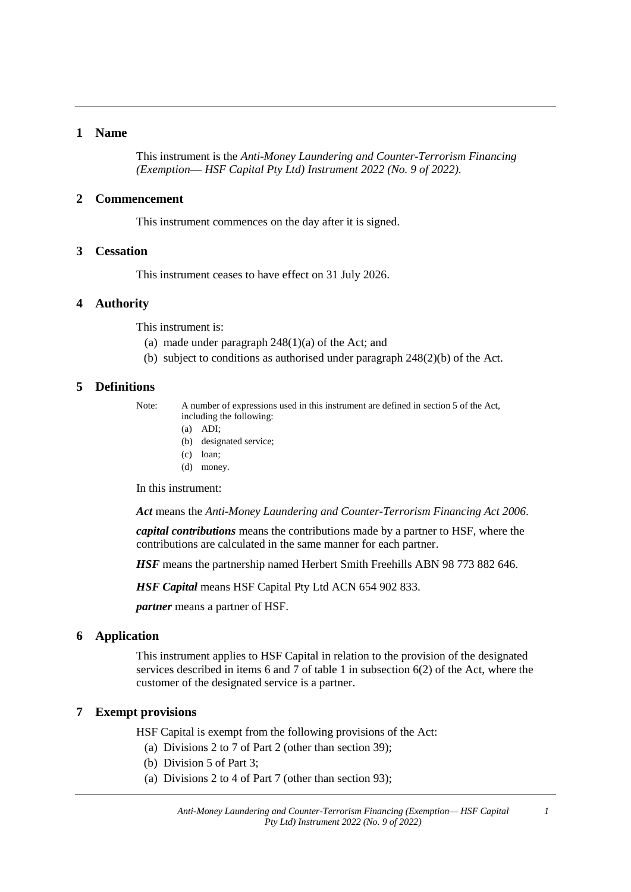## 1 Name

This instrument is the *Anti-Money Laundering and Counter-Terrorism Financing (Exemption— HSF Capital Pty Ltd) Instrument 2022 (No. 9 of 2022).*

## 2 Commencement

This instrument commences on the day after it is signed.

## 3 Cessation

This instrument ceases to have effect on 31 July 2026.

## 4 Authority

This instrument is:

(a) made under paragraph 248(1)(a) of the Act; and

(b) subject to conditions as authorised under paragraph 248(2)(b) of the Act.

## 5 Definitions

Note: A number of expressions used in this instrument are defined in section 5 of the Act, including the following:

(a) ADI;

(b) designated service;

(c) loan;

(d) money.

In this instrument:

***Act*** means the *Anti-Money Laundering and Counter-Terrorism Financing Act 2006*.

***capital contributions*** means the contributions made by a partner to HSF, where the contributions are calculated in the same manner for each partner.

***HSF*** means the partnership named Herbert Smith Freehills ABN 98 773 882 646.

***HSF Capital*** means HSF Capital Pty Ltd ACN 654 902 833.

***partner*** means a partner of HSF.

## 6 Application

This instrument applies to HSF Capital in relation to the provision of the designated services described in items 6 and 7 of table 1 in subsection 6(2) of the Act, where the customer of the designated service is a partner.

## 7 Exempt provisions

HSF Capital is exempt from the following provisions of the Act:

(a) Divisions 2 to 7 of Part 2 (other than section 39);

(b) Division 5 of Part 3;

(a) Divisions 2 to 4 of Part 7 (other than section 93);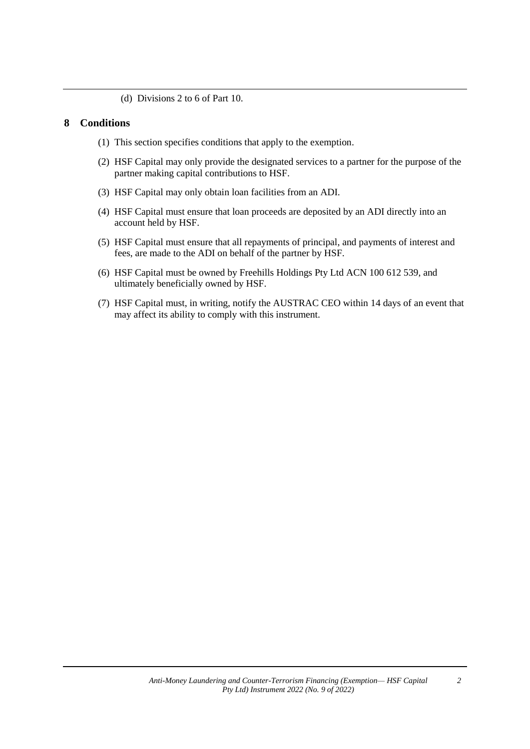(d) Divisions 2 to 6 of Part 10.

## 8 Conditions

(1) This section specifies conditions that apply to the exemption.

(2) HSF Capital may only provide the designated services to a partner for the purpose of the partner making capital contributions to HSF.

(3) HSF Capital may only obtain loan facilities from an ADI.

(4) HSF Capital must ensure that loan proceeds are deposited by an ADI directly into an account held by HSF.

(5) HSF Capital must ensure that all repayments of principal, and payments of interest and fees, are made to the ADI on behalf of the partner by HSF.

(6) HSF Capital must be owned by Freehills Holdings Pty Ltd ACN 100 612 539, and ultimately beneficially owned by HSF.

(7) HSF Capital must, in writing, notify the AUSTRAC CEO within 14 days of an event that may affect its ability to comply with this instrument.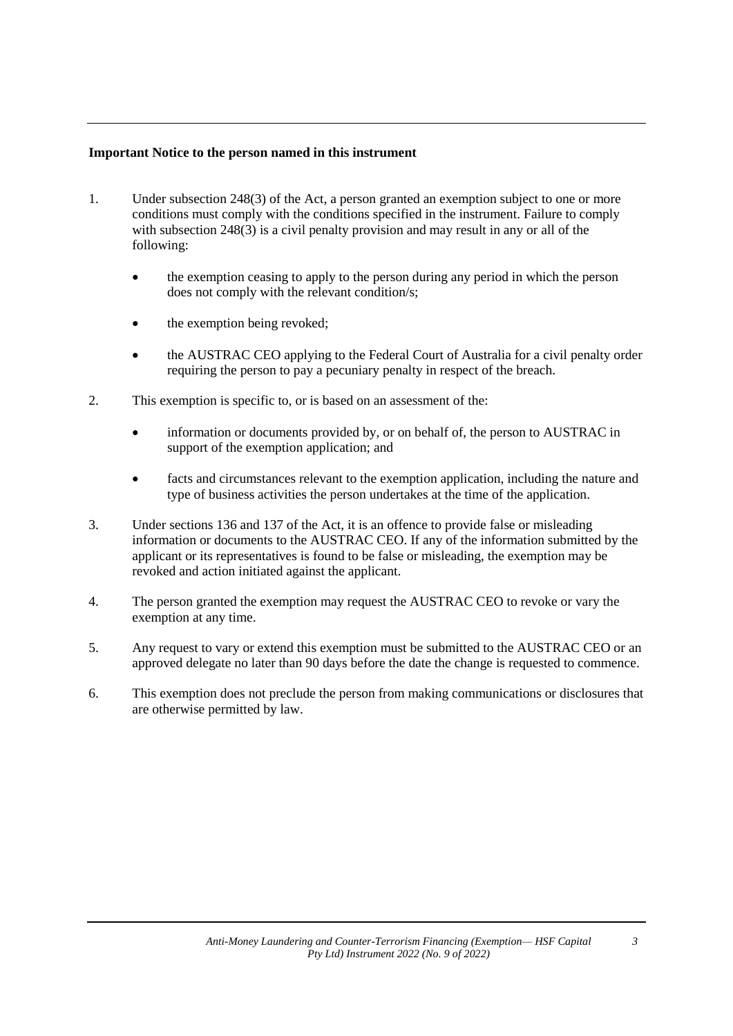**Important Notice to the person named in this instrument**

1. Under subsection 248(3) of the Act, a person granted an exemption subject to one or more conditions must comply with the conditions specified in the instrument. Failure to comply with subsection 248(3) is a civil penalty provision and may result in any or all of the following:

   - the exemption ceasing to apply to the person during any period in which the person does not comply with the relevant condition/s;
   - the exemption being revoked;
   - the AUSTRAC CEO applying to the Federal Court of Australia for a civil penalty order requiring the person to pay a pecuniary penalty in respect of the breach.

2. This exemption is specific to, or is based on an assessment of the:

   - information or documents provided by, or on behalf of, the person to AUSTRAC in support of the exemption application; and
   - facts and circumstances relevant to the exemption application, including the nature and type of business activities the person undertakes at the time of the application.

3. Under sections 136 and 137 of the Act, it is an offence to provide false or misleading information or documents to the AUSTRAC CEO. If any of the information submitted by the applicant or its representatives is found to be false or misleading, the exemption may be revoked and action initiated against the applicant.

4. The person granted the exemption may request the AUSTRAC CEO to revoke or vary the exemption at any time.

5. Any request to vary or extend this exemption must be submitted to the AUSTRAC CEO or an approved delegate no later than 90 days before the date the change is requested to commence.

6. This exemption does not preclude the person from making communications or disclosures that are otherwise permitted by law.